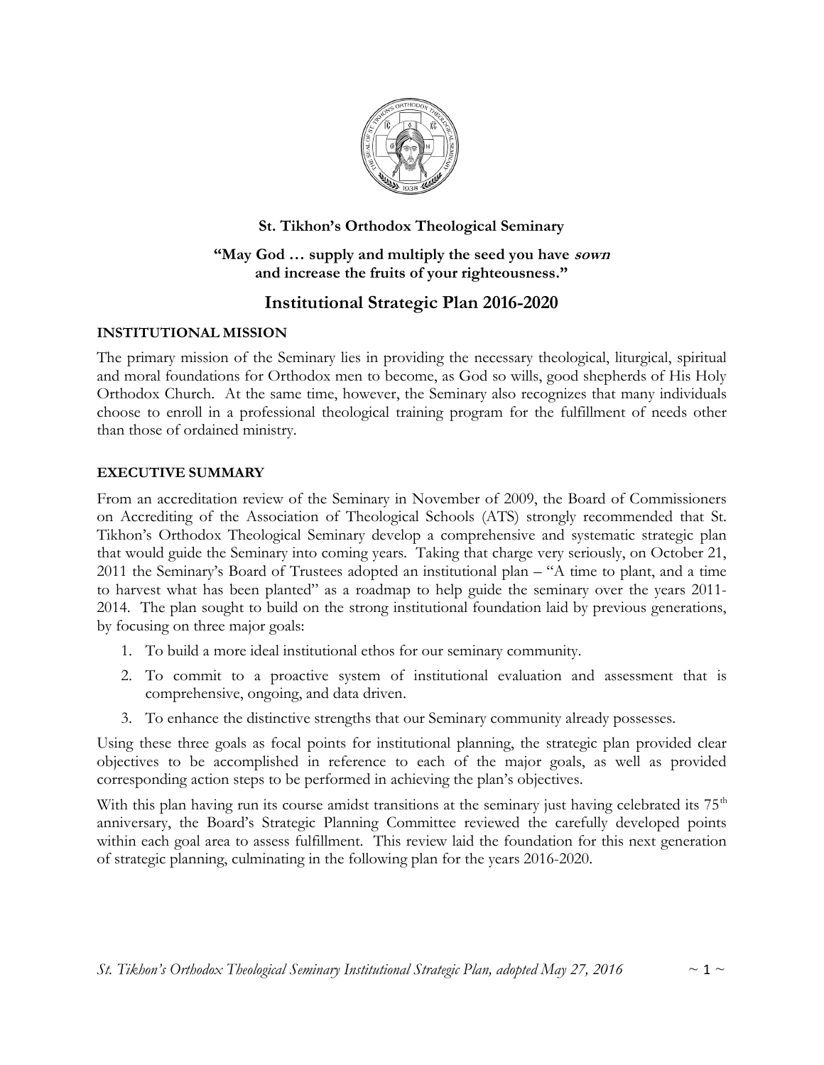**St. Tikhon's Orthodox Theological Seminary**

**"May God … supply and multiply the seed you have *sown* and increase the fruits of your righteousness."**

# Institutional Strategic Plan 2016-2020

## INSTITUTIONAL MISSION

The primary mission of the Seminary lies in providing the necessary theological, liturgical, spiritual and moral foundations for Orthodox men to become, as God so wills, good shepherds of His Holy Orthodox Church. At the same time, however, the Seminary also recognizes that many individuals choose to enroll in a professional theological training program for the fulfillment of needs other than those of ordained ministry.

## EXECUTIVE SUMMARY

From an accreditation review of the Seminary in November of 2009, the Board of Commissioners on Accrediting of the Association of Theological Schools (ATS) strongly recommended that St. Tikhon's Orthodox Theological Seminary develop a comprehensive and systematic strategic plan that would guide the Seminary into coming years. Taking that charge very seriously, on October 21, 2011 the Seminary's Board of Trustees adopted an institutional plan – "A time to plant, and a time to harvest what has been planted" as a roadmap to help guide the seminary over the years 2011-2014. The plan sought to build on the strong institutional foundation laid by previous generations, by focusing on three major goals:

1. To build a more ideal institutional ethos for our seminary community.
2. To commit to a proactive system of institutional evaluation and assessment that is comprehensive, ongoing, and data driven.
3. To enhance the distinctive strengths that our Seminary community already possesses.

Using these three goals as focal points for institutional planning, the strategic plan provided clear objectives to be accomplished in reference to each of the major goals, as well as provided corresponding action steps to be performed in achieving the plan's objectives.

With this plan having run its course amidst transitions at the seminary just having celebrated its 75th anniversary, the Board's Strategic Planning Committee reviewed the carefully developed points within each goal area to assess fulfillment. This review laid the foundation for this next generation of strategic planning, culminating in the following plan for the years 2016-2020.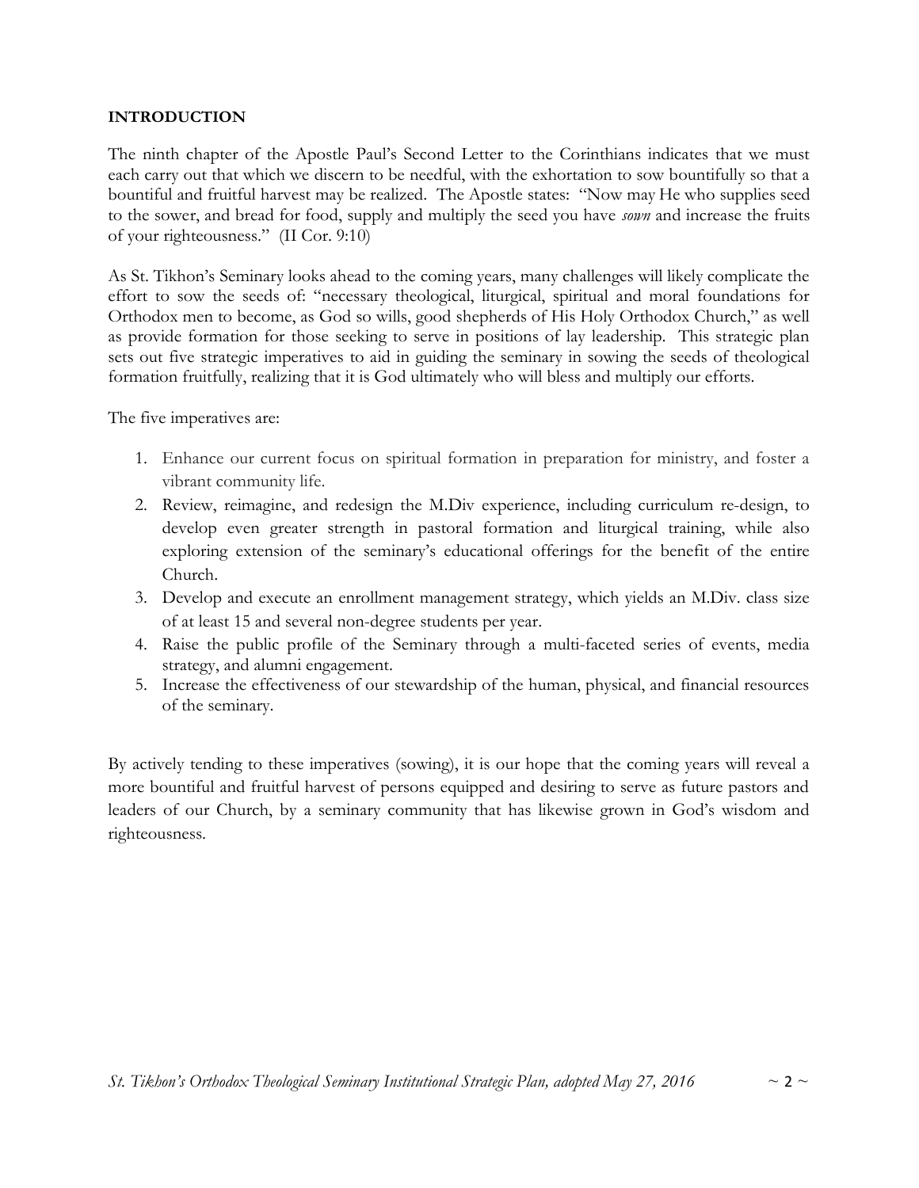**INTRODUCTION**

The ninth chapter of the Apostle Paul's Second Letter to the Corinthians indicates that we must each carry out that which we discern to be needful, with the exhortation to sow bountifully so that a bountiful and fruitful harvest may be realized. The Apostle states: "Now may He who supplies seed to the sower, and bread for food, supply and multiply the seed you have ***sown*** and increase the fruits of your righteousness." (II Cor. 9:10)

As St. Tikhon's Seminary looks ahead to the coming years, many challenges will likely complicate the effort to sow the seeds of: "necessary theological, liturgical, spiritual and moral foundations for Orthodox men to become, as God so wills, good shepherds of His Holy Orthodox Church," as well as provide formation for those seeking to serve in positions of lay leadership. This strategic plan sets out five strategic imperatives to aid in guiding the seminary in sowing the seeds of theological formation fruitfully, realizing that it is God ultimately who will bless and multiply our efforts.

The five imperatives are:

1. Enhance our current focus on spiritual formation in preparation for ministry, and foster a vibrant community life.
2. Review, reimagine, and redesign the M.Div experience, including curriculum re-design, to develop even greater strength in pastoral formation and liturgical training, while also exploring extension of the seminary's educational offerings for the benefit of the entire Church.
3. Develop and execute an enrollment management strategy, which yields an M.Div. class size of at least 15 and several non-degree students per year.
4. Raise the public profile of the Seminary through a multi-faceted series of events, media strategy, and alumni engagement.
5. Increase the effectiveness of our stewardship of the human, physical, and financial resources of the seminary.

By actively tending to these imperatives (sowing), it is our hope that the coming years will reveal a more bountiful and fruitful harvest of persons equipped and desiring to serve as future pastors and leaders of our Church, by a seminary community that has likewise grown in God's wisdom and righteousness.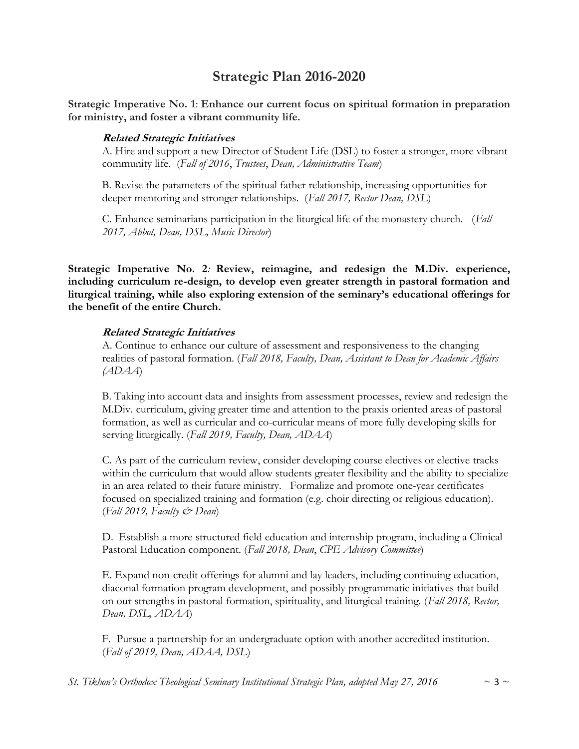# Strategic Plan 2016-2020

**Strategic Imperative No. 1**: **Enhance our current focus on spiritual formation in preparation for ministry, and foster a vibrant community life.**

***Related Strategic Initiatives***

A. Hire and support a new Director of Student Life (DSL) to foster a stronger, more vibrant community life. (*Fall of 2016*, *Trustees*, *Dean, Administrative Team*)

B. Revise the parameters of the spiritual father relationship, increasing opportunities for deeper mentoring and stronger relationships. (*Fall 2017, Rector Dean, DSL*)

C. Enhance seminarians participation in the liturgical life of the monastery church. (*Fall 2017, Abbot, Dean, DSL, Music Director*)

**Strategic Imperative No. 2: Review, reimagine, and redesign the M.Div. experience, including curriculum re-design, to develop even greater strength in pastoral formation and liturgical training, while also exploring extension of the seminary's educational offerings for the benefit of the entire Church.**

***Related Strategic Initiatives***

A. Continue to enhance our culture of assessment and responsiveness to the changing realities of pastoral formation. (*Fall 2018, Faculty, Dean, Assistant to Dean for Academic Affairs (ADAA*)

B. Taking into account data and insights from assessment processes, review and redesign the M.Div. curriculum, giving greater time and attention to the praxis oriented areas of pastoral formation, as well as curricular and co-curricular means of more fully developing skills for serving liturgically. (*Fall 2019, Faculty, Dean, ADAA*)

C. As part of the curriculum review, consider developing course electives or elective tracks within the curriculum that would allow students greater flexibility and the ability to specialize in an area related to their future ministry. Formalize and promote one-year certificates focused on specialized training and formation (e.g. choir directing or religious education). (*Fall 2019, Faculty & Dean*)

D. Establish a more structured field education and internship program, including a Clinical Pastoral Education component. (*Fall 2018, Dean*, *CPE Advisory Committee*)

E. Expand non-credit offerings for alumni and lay leaders, including continuing education, diaconal formation program development, and possibly programmatic initiatives that build on our strengths in pastoral formation, spirituality, and liturgical training. (*Fall 2018, Rector, Dean, DSL, ADAA*)

F. Pursue a partnership for an undergraduate option with another accredited institution. (*Fall of 2019, Dean, ADAA, DSL*)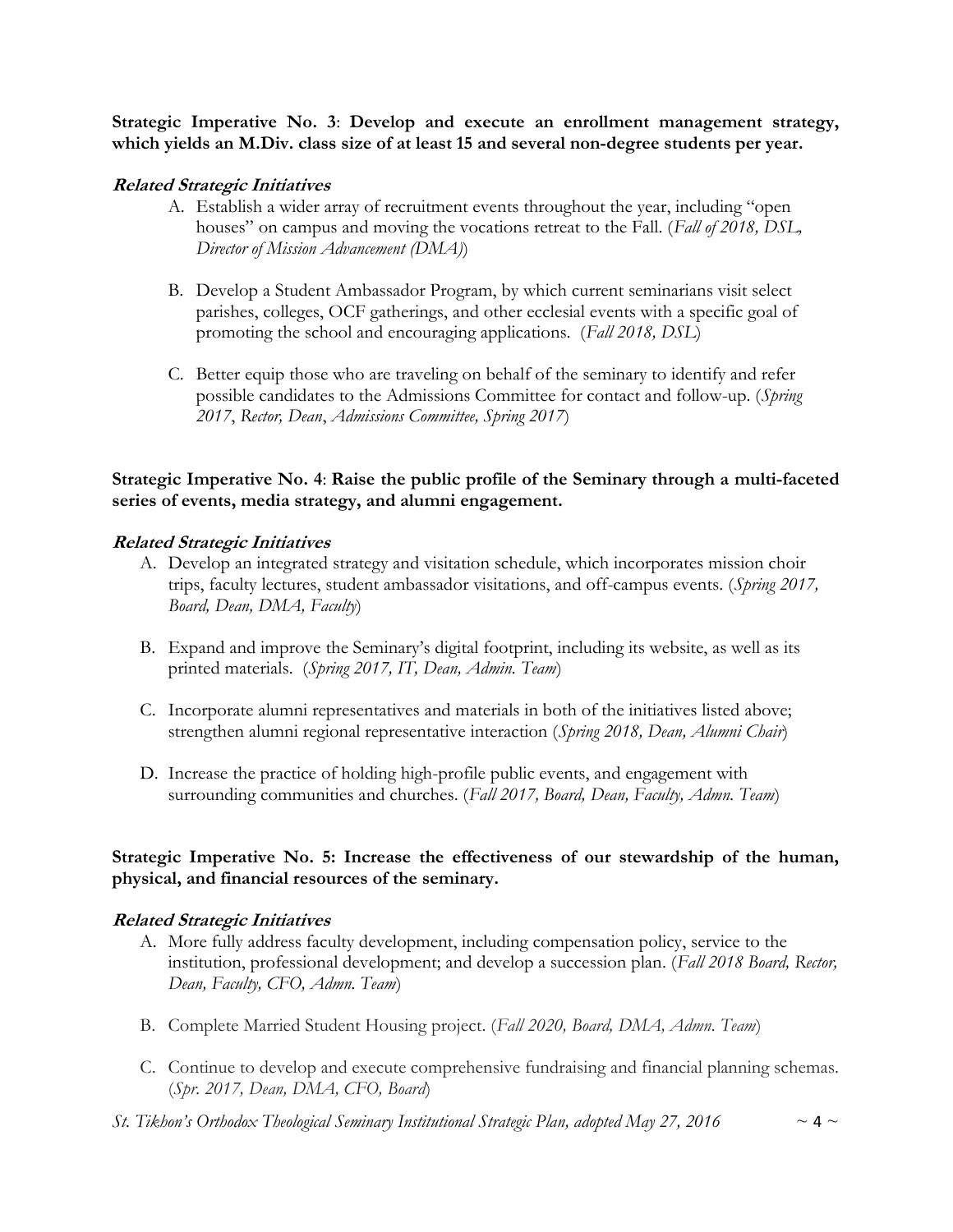**Strategic Imperative No. 3**: **Develop and execute an enrollment management strategy, which yields an M.Div. class size of at least 15 and several non-degree students per year.**

***Related Strategic Initiatives***

A. Establish a wider array of recruitment events throughout the year, including "open houses" on campus and moving the vocations retreat to the Fall. (*Fall of 2018, DSL, Director of Mission Advancement (DMA)*)

B. Develop a Student Ambassador Program, by which current seminarians visit select parishes, colleges, OCF gatherings, and other ecclesial events with a specific goal of promoting the school and encouraging applications. (*Fall 2018, DSL*)

C. Better equip those who are traveling on behalf of the seminary to identify and refer possible candidates to the Admissions Committee for contact and follow-up. (*Spring 2017*, *Rector, Dean*, *Admissions Committee, Spring 2017*)

**Strategic Imperative No. 4**: **Raise the public profile of the Seminary through a multi-faceted series of events, media strategy, and alumni engagement.**

***Related Strategic Initiatives***

A. Develop an integrated strategy and visitation schedule, which incorporates mission choir trips, faculty lectures, student ambassador visitations, and off-campus events. (*Spring 2017, Board, Dean, DMA, Faculty*)

B. Expand and improve the Seminary's digital footprint, including its website, as well as its printed materials. (*Spring 2017, IT, Dean, Admin. Team*)

C. Incorporate alumni representatives and materials in both of the initiatives listed above; strengthen alumni regional representative interaction (*Spring 2018, Dean, Alumni Chair*)

D. Increase the practice of holding high-profile public events, and engagement with surrounding communities and churches. (*Fall 2017, Board, Dean, Faculty, Admn. Team*)

**Strategic Imperative No. 5: Increase the effectiveness of our stewardship of the human, physical, and financial resources of the seminary.**

***Related Strategic Initiatives***

A. More fully address faculty development, including compensation policy, service to the institution, professional development; and develop a succession plan. (*Fall 2018 Board, Rector, Dean, Faculty, CFO, Admn. Team*)

B. Complete Married Student Housing project. (*Fall 2020, Board, DMA, Admn. Team*)

C. Continue to develop and execute comprehensive fundraising and financial planning schemas. (*Spr. 2017, Dean, DMA, CFO, Board*)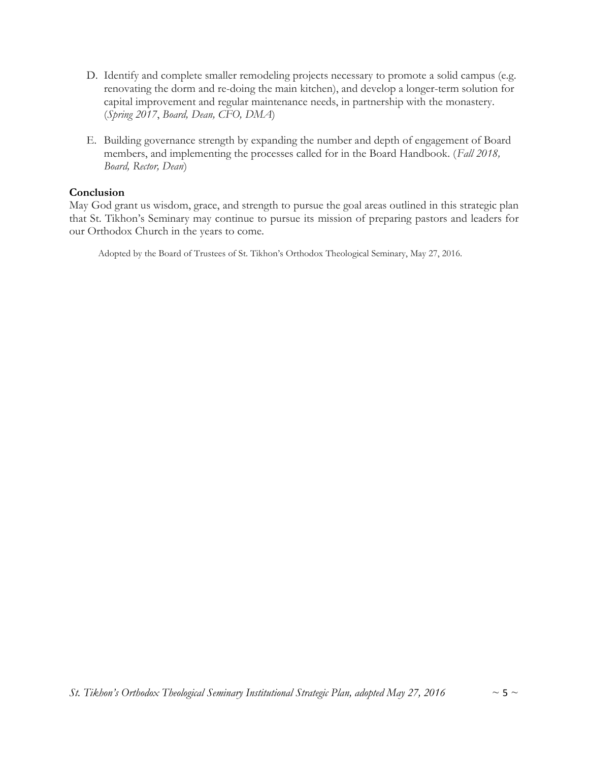D. Identify and complete smaller remodeling projects necessary to promote a solid campus (e.g. renovating the dorm and re-doing the main kitchen), and develop a longer-term solution for capital improvement and regular maintenance needs, in partnership with the monastery. (*Spring 2017*, *Board, Dean, CFO, DMA*)

E. Building governance strength by expanding the number and depth of engagement of Board members, and implementing the processes called for in the Board Handbook. (*Fall 2018, Board, Rector, Dean*)

**Conclusion**

May God grant us wisdom, grace, and strength to pursue the goal areas outlined in this strategic plan that St. Tikhon's Seminary may continue to pursue its mission of preparing pastors and leaders for our Orthodox Church in the years to come.

Adopted by the Board of Trustees of St. Tikhon's Orthodox Theological Seminary, May 27, 2016.